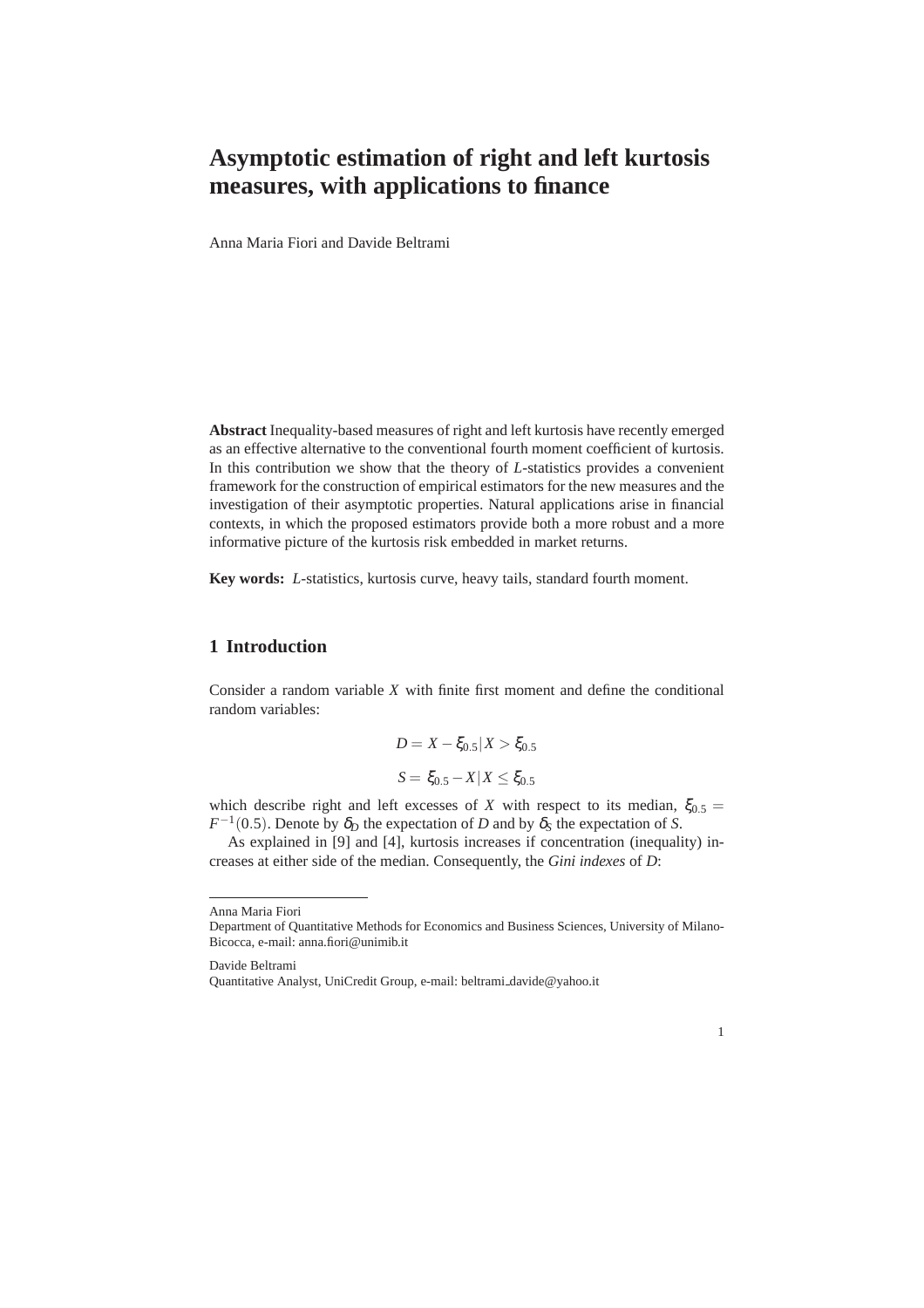# Asymptotic estimation of right and left kurtosis measures, with applications to finance

Anna Maria Fiori and Davide Beltrami

**Abstract** Inequality-based measures of right and left kurtosis have recently emerged as an effective alternative to the conventional fourth moment coefficient of kurtosis. In this contribution we show that the theory of *L*-statistics provides a convenient framework for the construction of empirical estimators for the new measures and the investigation of their asymptotic properties. Natural applications arise in financial contexts, in which the proposed estimators provide both a more robust and a more informative picture of the kurtosis risk embedded in market returns.

**Key words:** *L*-statistics, kurtosis curve, heavy tails, standard fourth moment.

## 1 Introduction

Consider a random variable $X$ with finite first moment and define the conditional random variables:

$$D = X - \xi_{0.5} | X > \xi_{0.5}$$

$$S = \xi_{0.5} - X | X \leq \xi_{0.5}$$

which describe right and left excesses of $X$ with respect to its median, $\xi_{0.5} = F^{-1}(0.5)$. Denote by $\delta_D$ the expectation of $D$ and by $\delta_S$ the expectation of $S$.

As explained in [9] and [4], kurtosis increases if concentration (inequality) increases at either side of the median. Consequently, the *Gini indexes* of $D$:

---

Anna Maria Fiori
Department of Quantitative Methods for Economics and Business Sciences, University of Milano-Bicocca, e-mail: anna.fiori@unimib.it

Davide Beltrami
Quantitative Analyst, UniCredit Group, e-mail: beltrami_davide@yahoo.it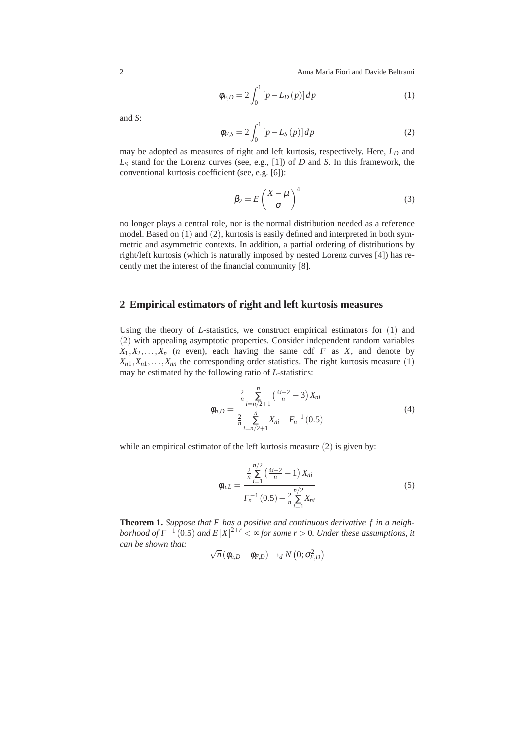$$\phi_{F,D} = 2\int_0^1 \left[p - L_D(p)\right] dp \tag{1}$$

and $S$:

$$\phi_{F,S} = 2\int_0^1 \left[p - L_S(p)\right] dp \tag{2}$$

may be adopted as measures of right and left kurtosis, respectively. Here, $L_D$ and $L_S$ stand for the Lorenz curves (see, e.g., [1]) of $D$ and $S$. In this framework, the conventional kurtosis coefficient (see, e.g. [6]):

$$\beta_2 = E\left(\frac{X-\mu}{\sigma}\right)^4 \tag{3}$$

no longer plays a central role, nor is the normal distribution needed as a reference model. Based on (1) and (2), kurtosis is easily defined and interpreted in both symmetric and asymmetric contexts. In addition, a partial ordering of distributions by right/left kurtosis (which is naturally imposed by nested Lorenz curves [4]) has recently met the interest of the financial community [8].

## 2 Empirical estimators of right and left kurtosis measures

Using the theory of $L$-statistics, we construct empirical estimators for (1) and (2) with appealing asymptotic properties. Consider independent random variables $X_1, X_2, \ldots, X_n$ ($n$ even), each having the same cdf $F$ as $X$, and denote by $X_{n1}, X_{n1}, \ldots, X_{nn}$ the corresponding order statistics. The right kurtosis measure (1) may be estimated by the following ratio of $L$-statistics:

$$\phi_{n,D} = \frac{\frac{2}{n}\sum\limits_{i=n/2+1}^{n}\left(\frac{4i-2}{n}-3\right)X_{ni}}{\frac{2}{n}\sum\limits_{i=n/2+1}^{n} X_{ni} - F_n^{-1}(0.5)} \tag{4}$$

while an empirical estimator of the left kurtosis measure (2) is given by:

$$\phi_{n,L} = \frac{\frac{2}{n}\sum\limits_{i=1}^{n/2}\left(\frac{4i-2}{n}-1\right)X_{ni}}{F_n^{-1}(0.5) - \frac{2}{n}\sum\limits_{i=1}^{n/2} X_{ni}} \tag{5}$$

**Theorem 1.** *Suppose that $F$ has a positive and continuous derivative $f$ in a neighborhood of $F^{-1}(0.5)$ and $E|X|^{2+r} < \infty$ for some $r > 0$. Under these assumptions, it can be shown that:*

$$\sqrt{n}\left(\phi_{n,D} - \phi_{F,D}\right) \rightarrow_d N\left(0; \sigma^2_{F,D}\right)$$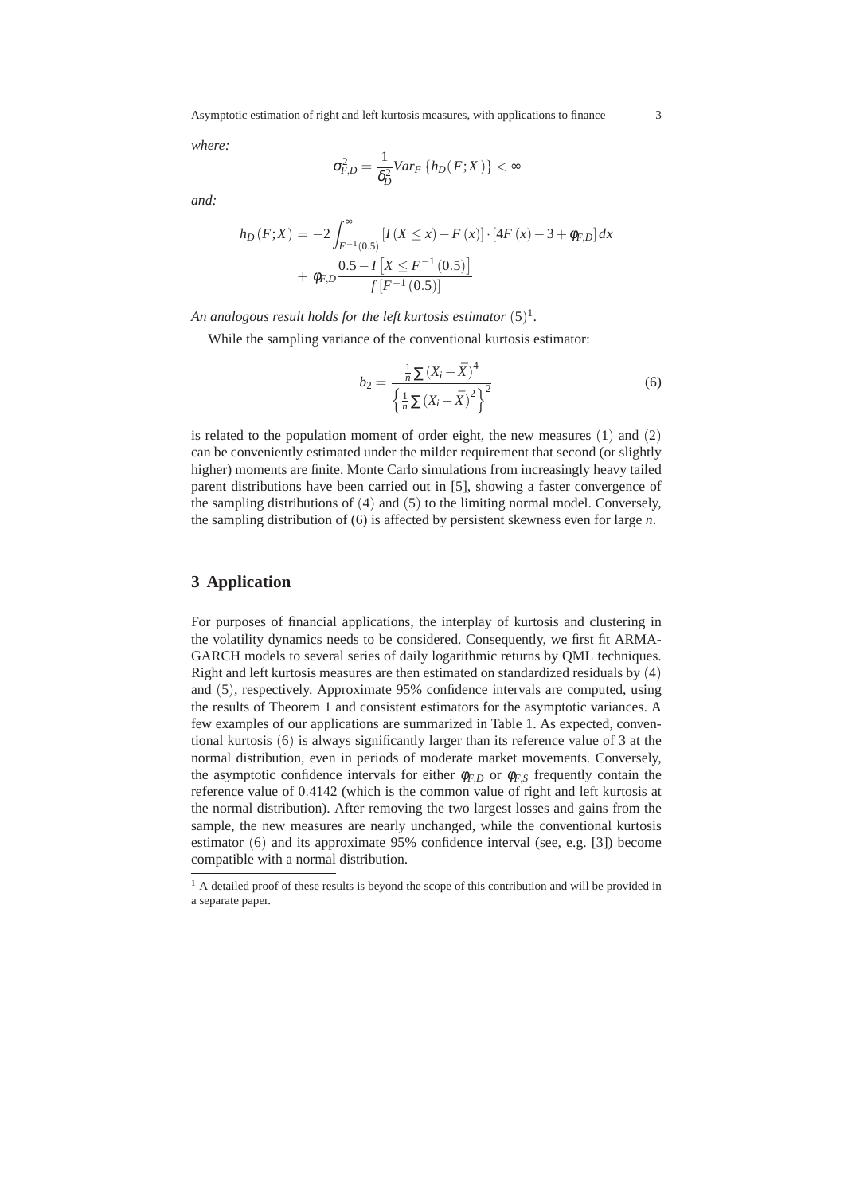*where:*

$$\sigma^2_{F,D} = \frac{1}{\delta^2_D} Var_F \{h_D(F;X)\} < \infty$$

*and:*

$$h_D(F;X) = -2\int_{F^{-1}(0.5)}^{\infty} [I(X \le x) - F(x)] \cdot [4F(x) - 3 + \phi_{F,D}]\, dx + \phi_{F,D} \frac{0.5 - I\left[X \le F^{-1}(0.5)\right]}{f\left[F^{-1}(0.5)\right]}$$

*An analogous result holds for the left kurtosis estimator* $(5)$[1].

While the sampling variance of the conventional kurtosis estimator:

$$b_2 = \frac{\frac{1}{n}\sum (X_i - \bar{X})^4}{\left\{\frac{1}{n}\sum (X_i - \bar{X})^2\right\}^2} \tag{6}$$

is related to the population moment of order eight, the new measures $(1)$ and $(2)$ can be conveniently estimated under the milder requirement that second (or slightly higher) moments are finite. Monte Carlo simulations from increasingly heavy tailed parent distributions have been carried out in [5], showing a faster convergence of the sampling distributions of $(4)$ and $(5)$ to the limiting normal model. Conversely, the sampling distribution of (6) is affected by persistent skewness even for large $n$.

## 3 Application

For purposes of financial applications, the interplay of kurtosis and clustering in the volatility dynamics needs to be considered. Consequently, we first fit ARMA-GARCH models to several series of daily logarithmic returns by QML techniques. Right and left kurtosis measures are then estimated on standardized residuals by $(4)$ and $(5)$, respectively. Approximate 95% confidence intervals are computed, using the results of Theorem 1 and consistent estimators for the asymptotic variances. A few examples of our applications are summarized in Table 1. As expected, conventional kurtosis $(6)$ is always significantly larger than its reference value of 3 at the normal distribution, even in periods of moderate market movements. Conversely, the asymptotic confidence intervals for either $\phi_{F,D}$ or $\phi_{F,S}$ frequently contain the reference value of 0.4142 (which is the common value of right and left kurtosis at the normal distribution). After removing the two largest losses and gains from the sample, the new measures are nearly unchanged, while the conventional kurtosis estimator $(6)$ and its approximate 95% confidence interval (see, e.g. [3]) become compatible with a normal distribution.

[1] A detailed proof of these results is beyond the scope of this contribution and will be provided in a separate paper.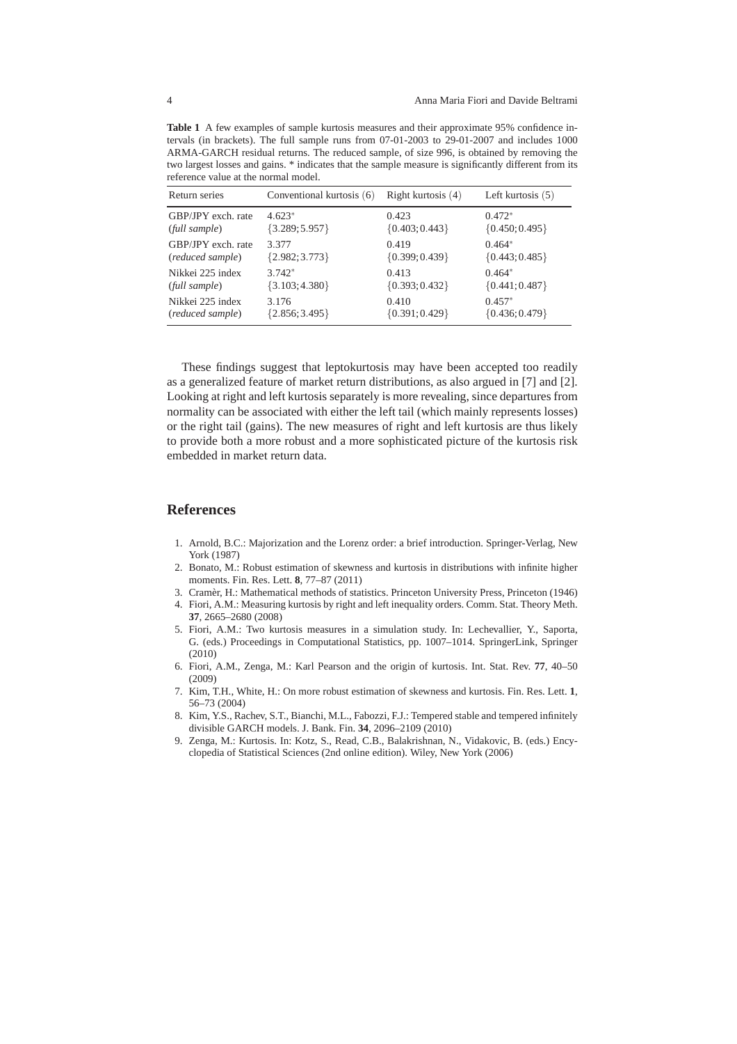**Table 1** A few examples of sample kurtosis measures and their approximate 95% confidence intervals (in brackets). The full sample runs from 07-01-2003 to 29-01-2007 and includes 1000 ARMA-GARCH residual returns. The reduced sample, of size 996, is obtained by removing the two largest losses and gains. * indicates that the sample measure is significantly different from its reference value at the normal model.

| Return series | Conventional kurtosis (6) | Right kurtosis (4) | Left kurtosis (5) |
|---|---|---|---|
| GBP/JPY exch. rate (*full sample*) | $4.623^*$ $\{3.289; 5.957\}$ | $0.423$ $\{0.403; 0.443\}$ | $0.472^*$ $\{0.450; 0.495\}$ |
| GBP/JPY exch. rate (*reduced sample*) | $3.377$ $\{2.982; 3.773\}$ | $0.419$ $\{0.399; 0.439\}$ | $0.464^*$ $\{0.443; 0.485\}$ |
| Nikkei 225 index (*full sample*) | $3.742^*$ $\{3.103; 4.380\}$ | $0.413$ $\{0.393; 0.432\}$ | $0.464^*$ $\{0.441; 0.487\}$ |
| Nikkei 225 index (*reduced sample*) | $3.176$ $\{2.856; 3.495\}$ | $0.410$ $\{0.391; 0.429\}$ | $0.457^*$ $\{0.436; 0.479\}$ |

These findings suggest that leptokurtosis may have been accepted too readily as a generalized feature of market return distributions, as also argued in [7] and [2]. Looking at right and left kurtosis separately is more revealing, since departures from normality can be associated with either the left tail (which mainly represents losses) or the right tail (gains). The new measures of right and left kurtosis are thus likely to provide both a more robust and a more sophisticated picture of the kurtosis risk embedded in market return data.

## References

1. Arnold, B.C.: Majorization and the Lorenz order: a brief introduction. Springer-Verlag, New York (1987)
2. Bonato, M.: Robust estimation of skewness and kurtosis in distributions with infinite higher moments. Fin. Res. Lett. **8**, 77–87 (2011)
3. Cramèr, H.: Mathematical methods of statistics. Princeton University Press, Princeton (1946)
4. Fiori, A.M.: Measuring kurtosis by right and left inequality orders. Comm. Stat. Theory Meth. **37**, 2665–2680 (2008)
5. Fiori, A.M.: Two kurtosis measures in a simulation study. In: Lechevallier, Y., Saporta, G. (eds.) Proceedings in Computational Statistics, pp. 1007–1014. SpringerLink, Springer (2010)
6. Fiori, A.M., Zenga, M.: Karl Pearson and the origin of kurtosis. Int. Stat. Rev. **77**, 40–50 (2009)
7. Kim, T.H., White, H.: On more robust estimation of skewness and kurtosis. Fin. Res. Lett. **1**, 56–73 (2004)
8. Kim, Y.S., Rachev, S.T., Bianchi, M.L., Fabozzi, F.J.: Tempered stable and tempered infinitely divisible GARCH models. J. Bank. Fin. **34**, 2096–2109 (2010)
9. Zenga, M.: Kurtosis. In: Kotz, S., Read, C.B., Balakrishnan, N., Vidakovic, B. (eds.) Encyclopedia of Statistical Sciences (2nd online edition). Wiley, New York (2006)